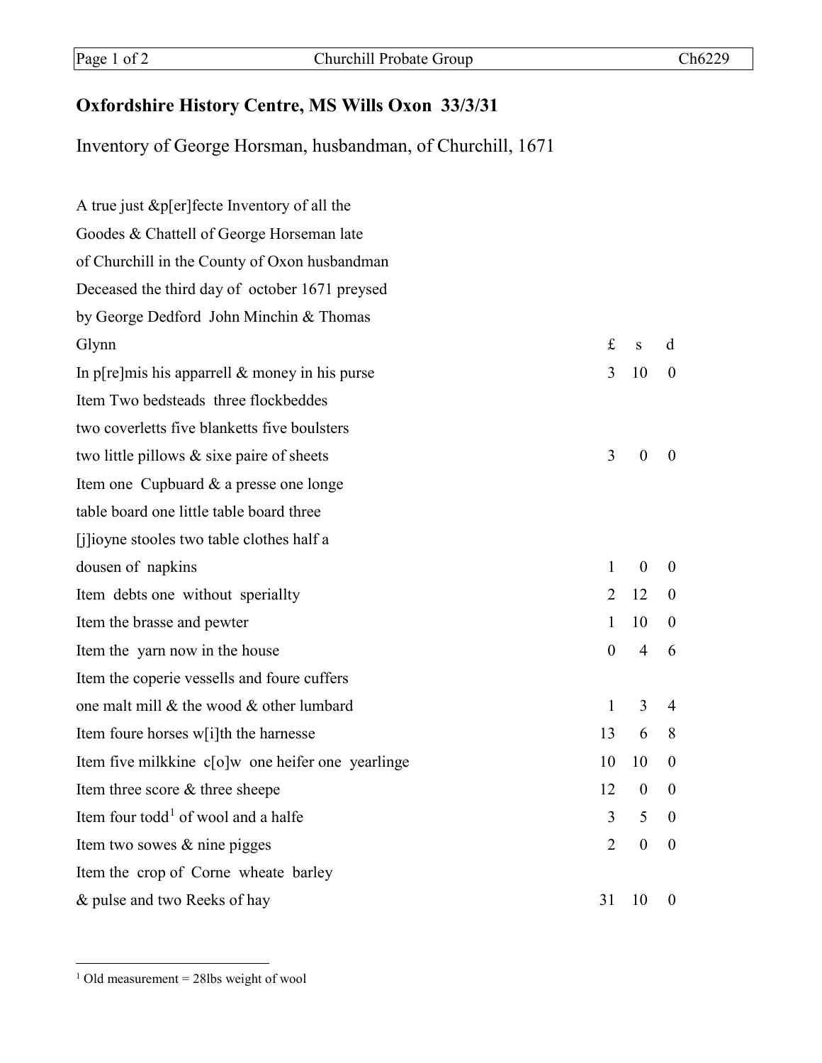## Oxfordshire History Centre, MS Wills Oxon 33/3/31

Inventory of George Horsman, husbandman, of Churchill, 1671

| | £ | s | d |
|---|---|---|---|
| A true just &p[er]fecte Inventory of all the Goodes & Chattell of George Horseman late of Churchill in the County of Oxon husbandman Deceased the third day of october 1671 preysed by George Dedford John Minchin & Thomas Glynn | | | |
| In p[re]mis his apparrell & money in his purse | 3 | 10 | 0 |
| Item Two bedsteads three flockbeddes two coverletts five blanketts five boulsters two little pillows & sixe paire of sheets | 3 | 0 | 0 |
| Item one Cupbuard & a presse one longe table board one little table board three [j]ioyne stooles two table clothes half a dousen of napkins | 1 | 0 | 0 |
| Item debts one without speriallty | 2 | 12 | 0 |
| Item the brasse and pewter | 1 | 10 | 0 |
| Item the yarn now in the house | 0 | 4 | 6 |
| Item the coperie vessells and foure cuffers one malt mill & the wood & other lumbard | 1 | 3 | 4 |
| Item foure horses w[i]th the harnesse | 13 | 6 | 8 |
| Item five milkkine c[o]w one heifer one yearlinge | 10 | 10 | 0 |
| Item three score & three sheepe | 12 | 0 | 0 |
| Item four todd[1] of wool and a halfe | 3 | 5 | 0 |
| Item two sowes & nine pigges | 2 | 0 | 0 |
| Item the crop of Corne wheate barley & pulse and two Reeks of hay | 31 | 10 | 0 |

[1] Old measurement = 28lbs weight of wool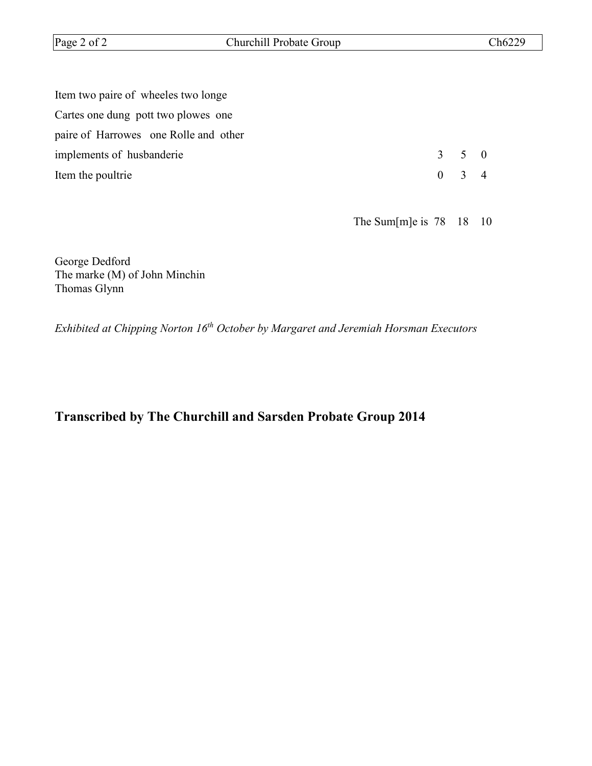| | | | |
|---|---|---|---|
| Item two paire of wheeles two longe Cartes one dung pott two plowes one paire of Harrowes one Rolle and other implements of husbanderie | 3 | 5 | 0 |
| Item the poultrie | 0 | 3 | 4 |
| The Sum[m]e is | 78 | 18 | 10 |

George Dedford
The marke (M) of John Minchin
Thomas Glynn

*Exhibited at Chipping Norton 16th October by Margaret and Jeremiah Horsman Executors*

**Transcribed by The Churchill and Sarsden Probate Group 2014**